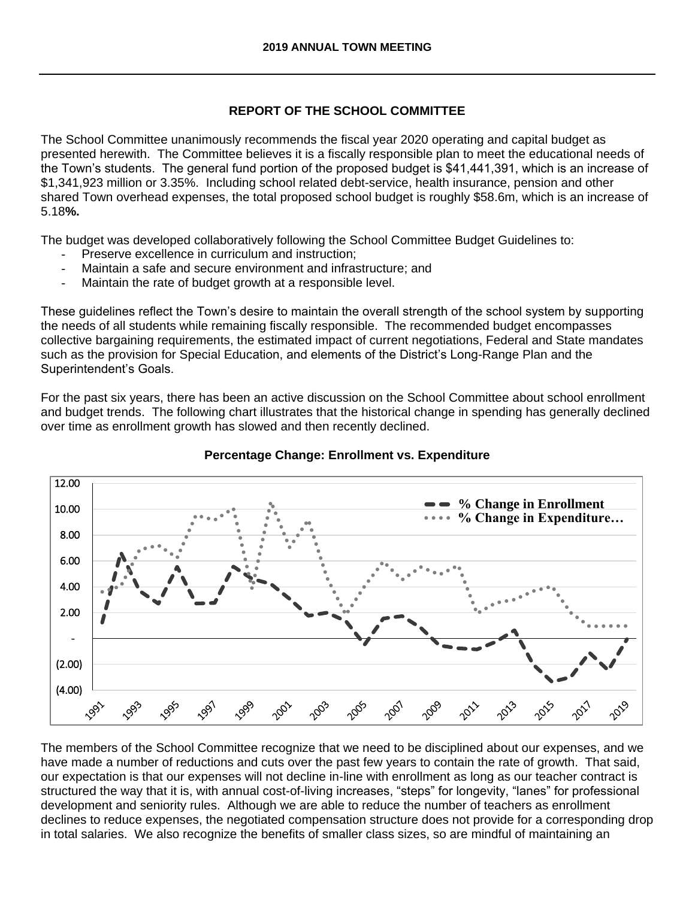# REPORT OF THE SCHOOL COMMITTEE

The School Committee unanimously recommends the fiscal year 2020 operating and capital budget as presented herewith. The Committee believes it is a fiscally responsible plan to meet the educational needs of the Town's students. The general fund portion of the proposed budget is $41,441,391, which is an increase of $1,341,923 million or 3.35%. Including school related debt-service, health insurance, pension and other shared Town overhead expenses, the total proposed school budget is roughly $58.6m, which is an increase of 5.18**%.**

The budget was developed collaboratively following the School Committee Budget Guidelines to:

- Preserve excellence in curriculum and instruction;
- Maintain a safe and secure environment and infrastructure; and
- Maintain the rate of budget growth at a responsible level.

These guidelines reflect the Town's desire to maintain the overall strength of the school system by supporting the needs of all students while remaining fiscally responsible. The recommended budget encompasses collective bargaining requirements, the estimated impact of current negotiations, Federal and State mandates such as the provision for Special Education, and elements of the District's Long-Range Plan and the Superintendent's Goals.

For the past six years, there has been an active discussion on the School Committee about school enrollment and budget trends. The following chart illustrates that the historical change in spending has generally declined over time as enrollment growth has slowed and then recently declined.

**Percentage Change: Enrollment vs. Expenditure**

The members of the School Committee recognize that we need to be disciplined about our expenses, and we have made a number of reductions and cuts over the past few years to contain the rate of growth. That said, our expectation is that our expenses will not decline in-line with enrollment as long as our teacher contract is structured the way that it is, with annual cost-of-living increases, "steps" for longevity, "lanes" for professional development and seniority rules. Although we are able to reduce the number of teachers as enrollment declines to reduce expenses, the negotiated compensation structure does not provide for a corresponding drop in total salaries. We also recognize the benefits of smaller class sizes, so are mindful of maintaining an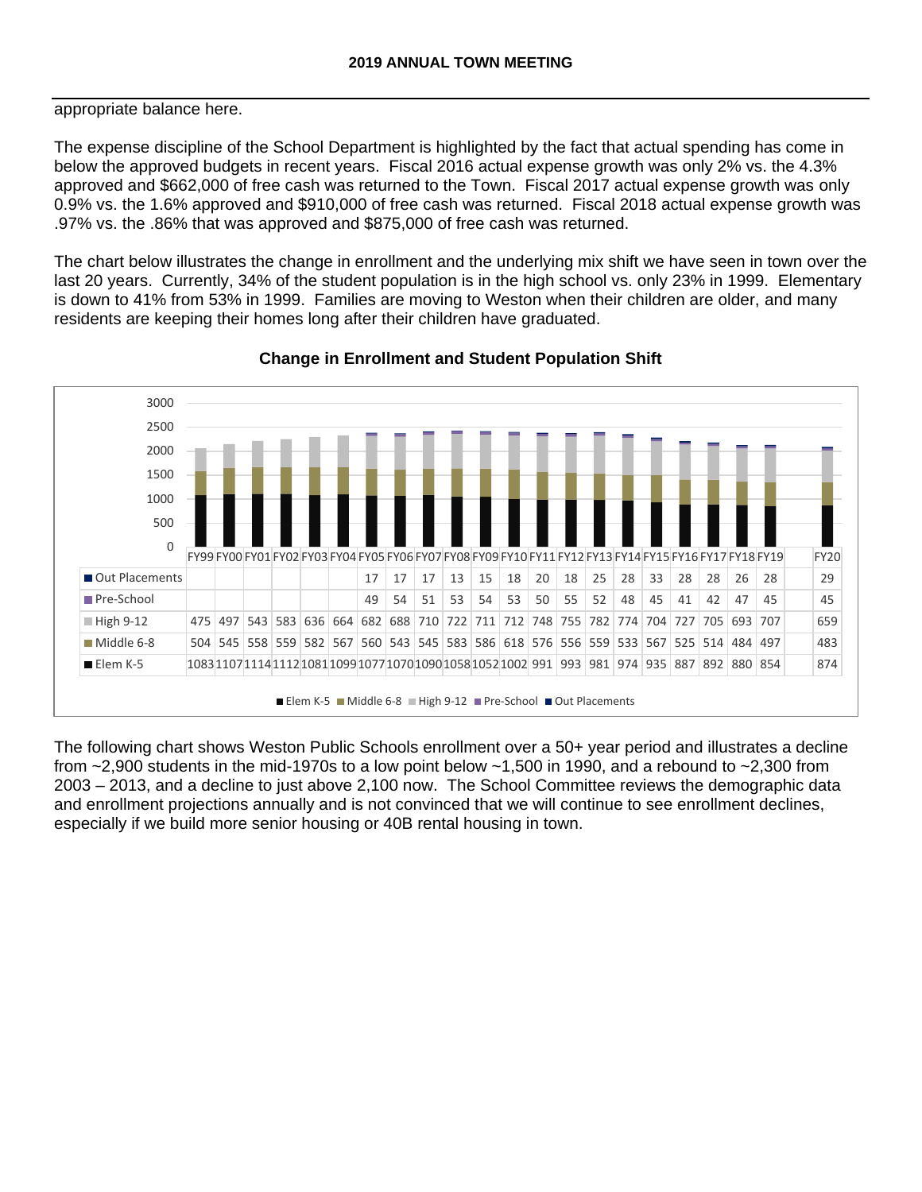appropriate balance here.

The expense discipline of the School Department is highlighted by the fact that actual spending has come in below the approved budgets in recent years. Fiscal 2016 actual expense growth was only 2% vs. the 4.3% approved and $662,000 of free cash was returned to the Town. Fiscal 2017 actual expense growth was only 0.9% vs. the 1.6% approved and $910,000 of free cash was returned. Fiscal 2018 actual expense growth was .97% vs. the .86% that was approved and $875,000 of free cash was returned.

The chart below illustrates the change in enrollment and the underlying mix shift we have seen in town over the last 20 years. Currently, 34% of the student population is in the high school vs. only 23% in 1999. Elementary is down to 41% from 53% in 1999. Families are moving to Weston when their children are older, and many residents are keeping their homes long after their children have graduated.

**Change in Enrollment and Student Population Shift**

| | FY99 | FY00 | FY01 | FY02 | FY03 | FY04 | FY05 | FY06 | FY07 | FY08 | FY09 | FY10 | FY11 | FY12 | FY13 | FY14 | FY15 | FY16 | FY17 | FY18 | FY19 | | FY20 |
|---|---|---|---|---|---|---|---|---|---|---|---|---|---|---|---|---|---|---|---|---|---|---|---|
| Out Placements | | | | | | | 17 | 17 | 17 | 13 | 15 | 18 | 20 | 18 | 25 | 28 | 33 | 28 | 28 | 26 | 28 | | 29 |
| Pre-School | | | | | | | 49 | 54 | 51 | 53 | 54 | 53 | 50 | 55 | 52 | 48 | 45 | 41 | 42 | 47 | 45 | | 45 |
| High 9-12 | 475 | 497 | 543 | 583 | 636 | 664 | 682 | 688 | 710 | 722 | 711 | 712 | 748 | 755 | 782 | 774 | 704 | 727 | 705 | 693 | 707 | | 659 |
| Middle 6-8 | 504 | 545 | 558 | 559 | 582 | 567 | 560 | 543 | 545 | 583 | 586 | 618 | 576 | 556 | 559 | 533 | 567 | 525 | 514 | 484 | 497 | | 483 |
| Elem K-5 | 1083 | 1107 | 1114 | 1112 | 1081 | 1099 | 1077 | 1070 | 1090 | 1058 | 1052 | 1002 | 991 | 993 | 981 | 974 | 935 | 887 | 892 | 880 | 854 | | 874 |

The following chart shows Weston Public Schools enrollment over a 50+ year period and illustrates a decline from ~2,900 students in the mid-1970s to a low point below ~1,500 in 1990, and a rebound to ~2,300 from 2003 – 2013, and a decline to just above 2,100 now. The School Committee reviews the demographic data and enrollment projections annually and is not convinced that we will continue to see enrollment declines, especially if we build more senior housing or 40B rental housing in town.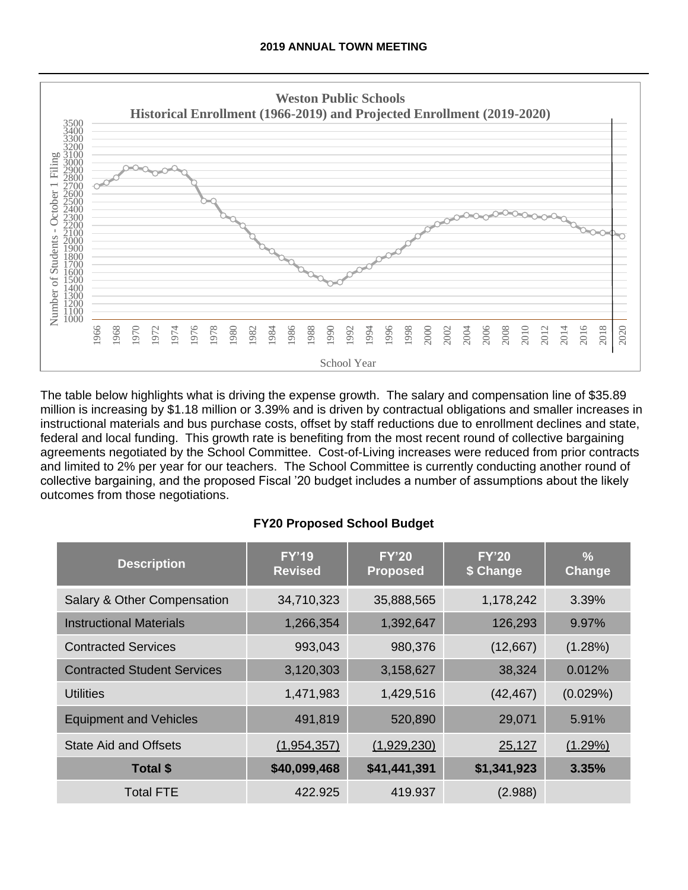**Weston Public Schools**
**Historical Enrollment (1966-2019) and Projected Enrollment (2019-2020)**

Number of Students - October 1 Filing

School Year

The table below highlights what is driving the expense growth. The salary and compensation line of $35.89 million is increasing by $1.18 million or 3.39% and is driven by contractual obligations and smaller increases in instructional materials and bus purchase costs, offset by staff reductions due to enrollment declines and state, federal and local funding. This growth rate is benefiting from the most recent round of collective bargaining agreements negotiated by the School Committee. Cost-of-Living increases were reduced from prior contracts and limited to 2% per year for our teachers. The School Committee is currently conducting another round of collective bargaining, and the proposed Fiscal '20 budget includes a number of assumptions about the likely outcomes from those negotiations.

**FY20 Proposed School Budget**

| Description | FY'19 Revised | FY'20 Proposed | FY'20 $ Change | % Change |
|---|---|---|---|---|
| Salary & Other Compensation | 34,710,323 | 35,888,565 | 1,178,242 | 3.39% |
| Instructional Materials | 1,266,354 | 1,392,647 | 126,293 | 9.97% |
| Contracted Services | 993,043 | 980,376 | (12,667) | (1.28%) |
| Contracted Student Services | 3,120,303 | 3,158,627 | 38,324 | 0.012% |
| Utilities | 1,471,983 | 1,429,516 | (42,467) | (0.029%) |
| Equipment and Vehicles | 491,819 | 520,890 | 29,071 | 5.91% |
| State Aid and Offsets | (1,954,357) | (1,929,230) | 25,127 | (1.29%) |
| **Total $** | **$40,099,468** | **$41,441,391** | **$1,341,923** | **3.35%** |
| Total FTE | 422.925 | 419.937 | (2.988) | |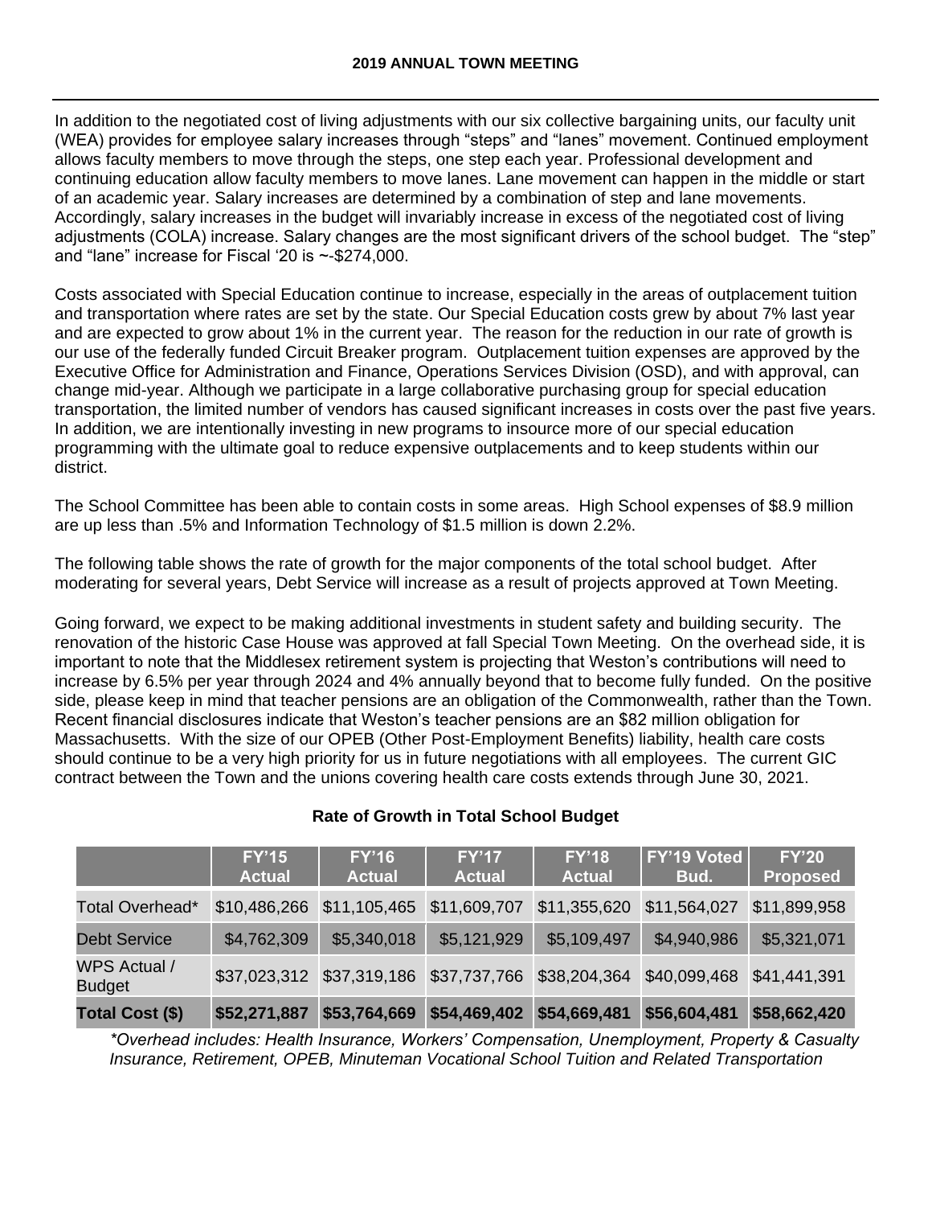In addition to the negotiated cost of living adjustments with our six collective bargaining units, our faculty unit (WEA) provides for employee salary increases through "steps" and "lanes" movement. Continued employment allows faculty members to move through the steps, one step each year. Professional development and continuing education allow faculty members to move lanes. Lane movement can happen in the middle or start of an academic year. Salary increases are determined by a combination of step and lane movements. Accordingly, salary increases in the budget will invariably increase in excess of the negotiated cost of living adjustments (COLA) increase. Salary changes are the most significant drivers of the school budget. The "step" and "lane" increase for Fiscal '20 is ~-$274,000.

Costs associated with Special Education continue to increase, especially in the areas of outplacement tuition and transportation where rates are set by the state. Our Special Education costs grew by about 7% last year and are expected to grow about 1% in the current year. The reason for the reduction in our rate of growth is our use of the federally funded Circuit Breaker program. Outplacement tuition expenses are approved by the Executive Office for Administration and Finance, Operations Services Division (OSD), and with approval, can change mid-year. Although we participate in a large collaborative purchasing group for special education transportation, the limited number of vendors has caused significant increases in costs over the past five years. In addition, we are intentionally investing in new programs to insource more of our special education programming with the ultimate goal to reduce expensive outplacements and to keep students within our district.

The School Committee has been able to contain costs in some areas. High School expenses of $8.9 million are up less than .5% and Information Technology of $1.5 million is down 2.2%.

The following table shows the rate of growth for the major components of the total school budget. After moderating for several years, Debt Service will increase as a result of projects approved at Town Meeting.

Going forward, we expect to be making additional investments in student safety and building security. The renovation of the historic Case House was approved at fall Special Town Meeting. On the overhead side, it is important to note that the Middlesex retirement system is projecting that Weston's contributions will need to increase by 6.5% per year through 2024 and 4% annually beyond that to become fully funded. On the positive side, please keep in mind that teacher pensions are an obligation of the Commonwealth, rather than the Town. Recent financial disclosures indicate that Weston's teacher pensions are an $82 million obligation for Massachusetts. With the size of our OPEB (Other Post-Employment Benefits) liability, health care costs should continue to be a very high priority for us in future negotiations with all employees. The current GIC contract between the Town and the unions covering health care costs extends through June 30, 2021.

**Rate of Growth in Total School Budget**

| | FY'15 Actual | FY'16 Actual | FY'17 Actual | FY'18 Actual | FY'19 Voted Bud. | FY'20 Proposed |
|---|---|---|---|---|---|---|
| Total Overhead* | $10,486,266 | $11,105,465 | $11,609,707 | $11,355,620 | $11,564,027 | $11,899,958 |
| Debt Service | $4,762,309 | $5,340,018 | $5,121,929 | $5,109,497 | $4,940,986 | $5,321,071 |
| WPS Actual / Budget | $37,023,312 | $37,319,186 | $37,737,766 | $38,204,364 | $40,099,468 | $41,441,391 |
| **Total Cost ($)** | **$52,271,887** | **$53,764,669** | **$54,469,402** | **$54,669,481** | **$56,604,481** | **$58,662,420** |

*\*Overhead includes: Health Insurance, Workers' Compensation, Unemployment, Property & Casualty Insurance, Retirement, OPEB, Minuteman Vocational School Tuition and Related Transportation*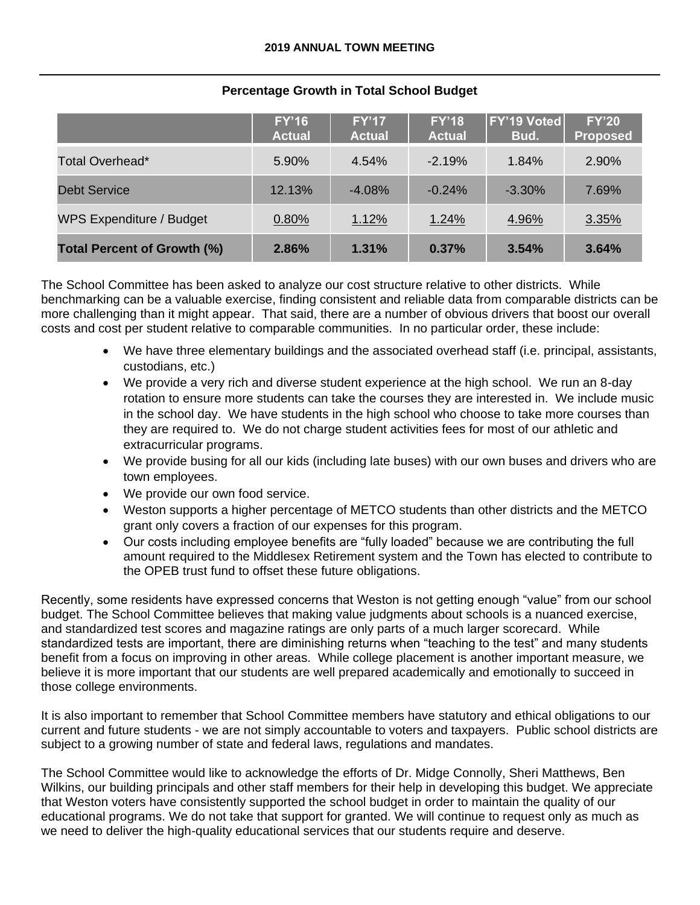**Percentage Growth in Total School Budget**

| | FY'16 Actual | FY'17 Actual | FY'18 Actual | FY'19 Voted Bud. | FY'20 Proposed |
|---|---|---|---|---|---|
| Total Overhead* | 5.90% | 4.54% | -2.19% | 1.84% | 2.90% |
| Debt Service | 12.13% | -4.08% | -0.24% | -3.30% | 7.69% |
| WPS Expenditure / Budget | 0.80% | 1.12% | 1.24% | 4.96% | 3.35% |
| **Total Percent of Growth (%)** | **2.86%** | **1.31%** | **0.37%** | **3.54%** | **3.64%** |

The School Committee has been asked to analyze our cost structure relative to other districts. While benchmarking can be a valuable exercise, finding consistent and reliable data from comparable districts can be more challenging than it might appear. That said, there are a number of obvious drivers that boost our overall costs and cost per student relative to comparable communities. In no particular order, these include:

- We have three elementary buildings and the associated overhead staff (i.e. principal, assistants, custodians, etc.)
- We provide a very rich and diverse student experience at the high school. We run an 8-day rotation to ensure more students can take the courses they are interested in. We include music in the school day. We have students in the high school who choose to take more courses than they are required to. We do not charge student activities fees for most of our athletic and extracurricular programs.
- We provide busing for all our kids (including late buses) with our own buses and drivers who are town employees.
- We provide our own food service.
- Weston supports a higher percentage of METCO students than other districts and the METCO grant only covers a fraction of our expenses for this program.
- Our costs including employee benefits are "fully loaded" because we are contributing the full amount required to the Middlesex Retirement system and the Town has elected to contribute to the OPEB trust fund to offset these future obligations.

Recently, some residents have expressed concerns that Weston is not getting enough "value" from our school budget. The School Committee believes that making value judgments about schools is a nuanced exercise, and standardized test scores and magazine ratings are only parts of a much larger scorecard. While standardized tests are important, there are diminishing returns when "teaching to the test" and many students benefit from a focus on improving in other areas. While college placement is another important measure, we believe it is more important that our students are well prepared academically and emotionally to succeed in those college environments.

It is also important to remember that School Committee members have statutory and ethical obligations to our current and future students - we are not simply accountable to voters and taxpayers. Public school districts are subject to a growing number of state and federal laws, regulations and mandates.

The School Committee would like to acknowledge the efforts of Dr. Midge Connolly, Sheri Matthews, Ben Wilkins, our building principals and other staff members for their help in developing this budget. We appreciate that Weston voters have consistently supported the school budget in order to maintain the quality of our educational programs. We do not take that support for granted. We will continue to request only as much as we need to deliver the high-quality educational services that our students require and deserve.